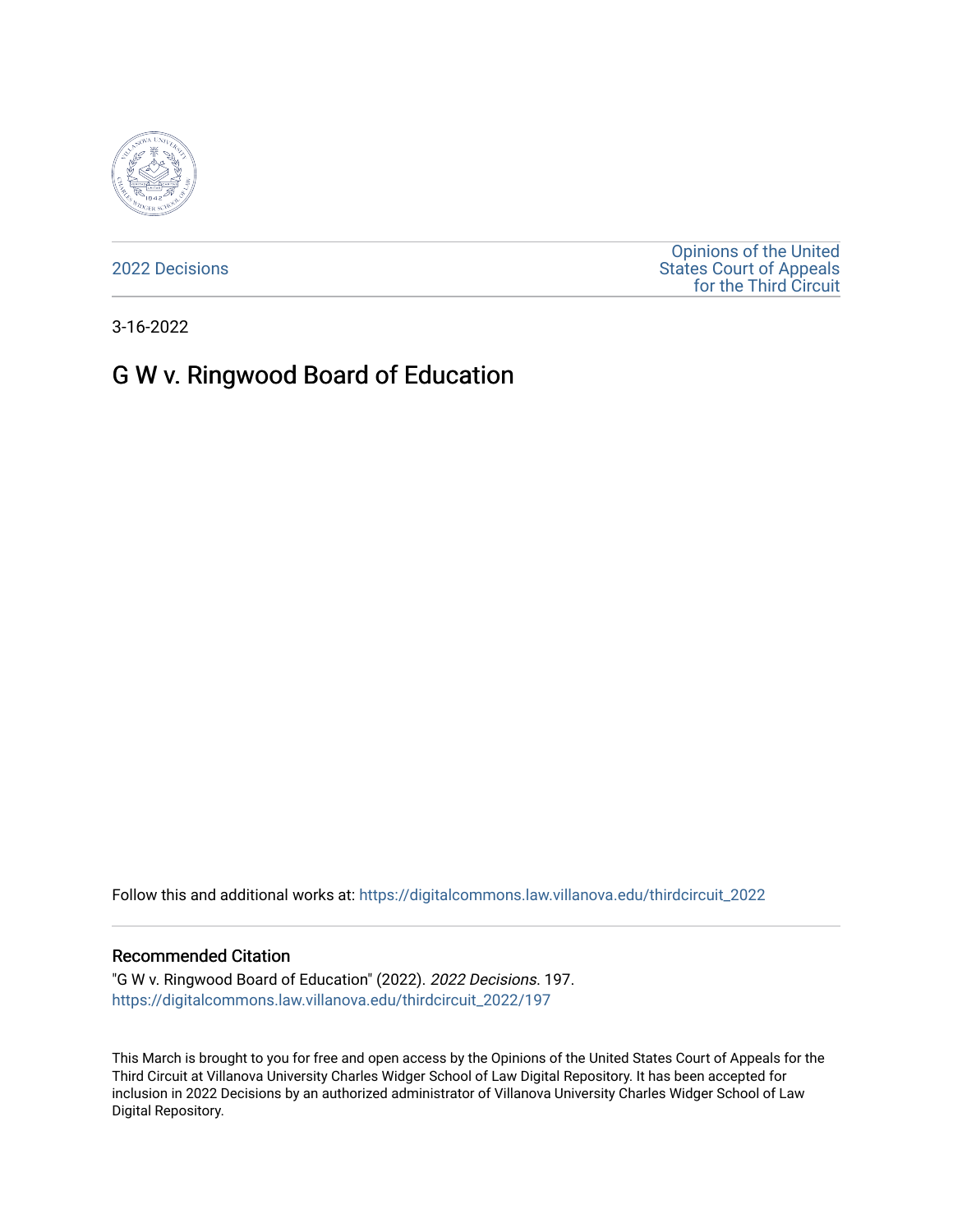2022 Decisions

Opinions of the United States Court of Appeals for the Third Circuit

3-16-2022

# G W v. Ringwood Board of Education

Follow this and additional works at: https://digitalcommons.law.villanova.edu/thirdcircuit_2022

### Recommended Citation

"G W v. Ringwood Board of Education" (2022). *2022 Decisions*. 197.
https://digitalcommons.law.villanova.edu/thirdcircuit_2022/197

This March is brought to you for free and open access by the Opinions of the United States Court of Appeals for the Third Circuit at Villanova University Charles Widger School of Law Digital Repository. It has been accepted for inclusion in 2022 Decisions by an authorized administrator of Villanova University Charles Widger School of Law Digital Repository.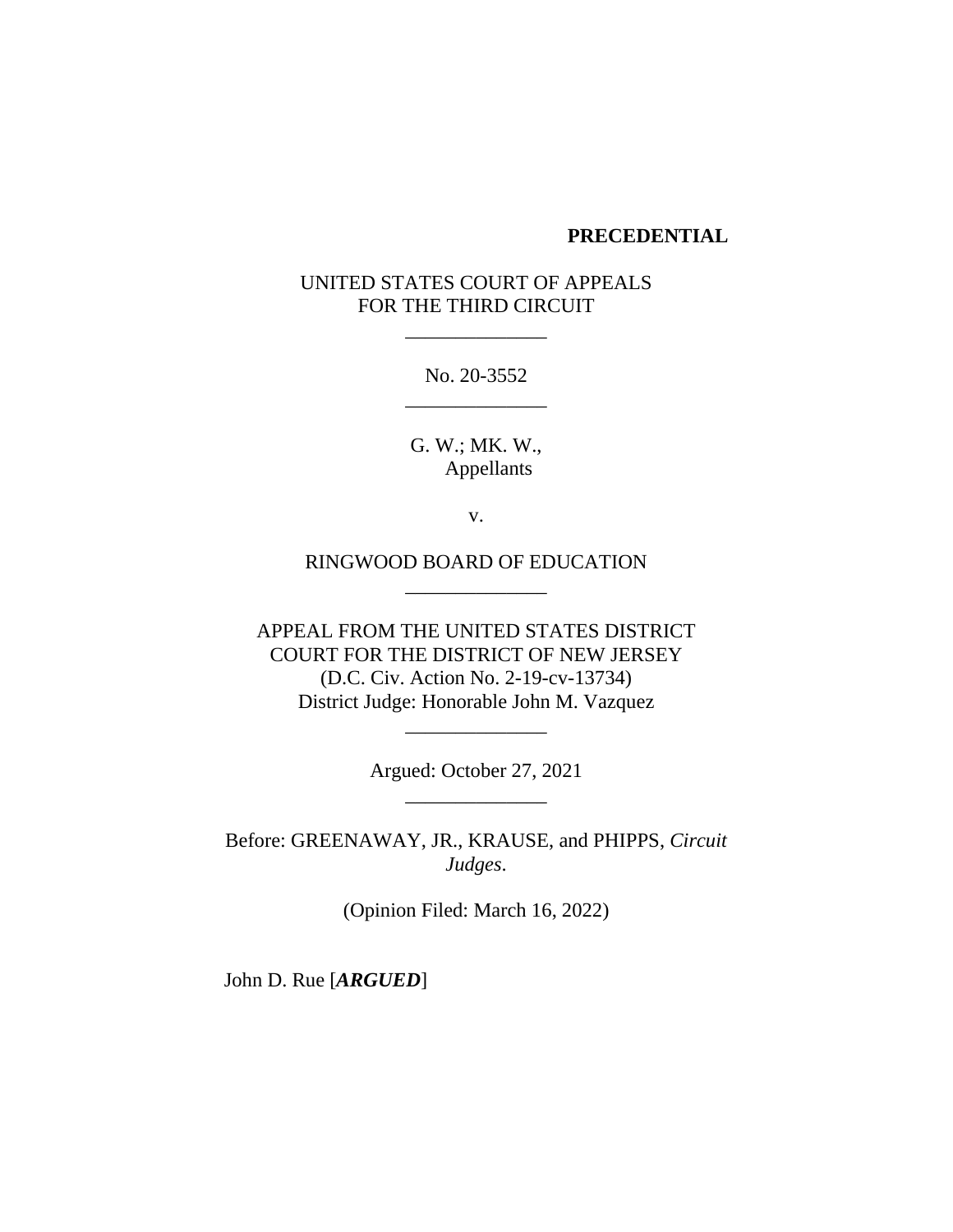**PRECEDENTIAL**

UNITED STATES COURT OF APPEALS
FOR THE THIRD CIRCUIT

______________

No. 20-3552

______________

G. W.; MK. W.,
Appellants

v.

RINGWOOD BOARD OF EDUCATION

______________

APPEAL FROM THE UNITED STATES DISTRICT
COURT FOR THE DISTRICT OF NEW JERSEY
(D.C. Civ. Action No. 2-19-cv-13734)
District Judge: Honorable John M. Vazquez

______________

Argued: October 27, 2021

______________

Before: GREENAWAY, JR., KRAUSE, and PHIPPS, *Circuit Judges*.

(Opinion Filed: March 16, 2022)

John D. Rue [***ARGUED***]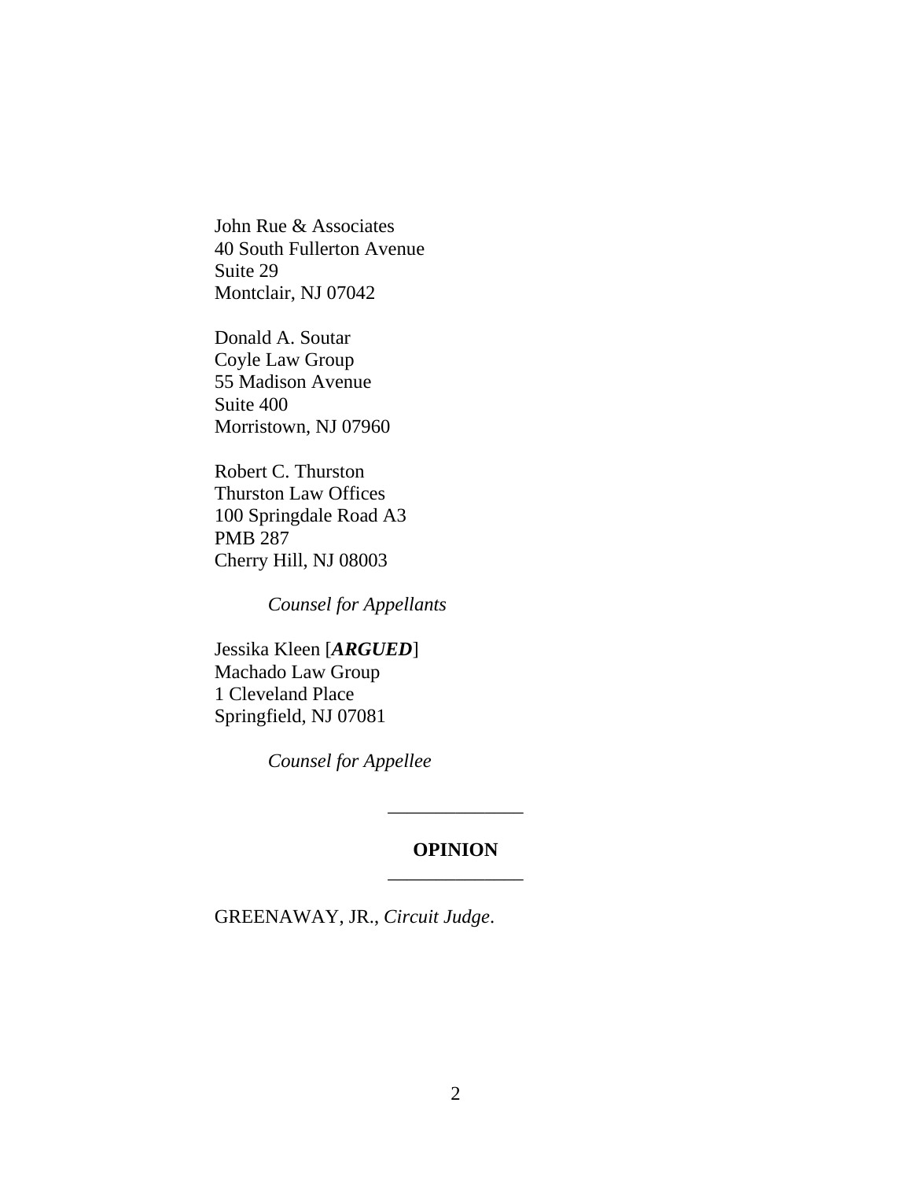John Rue & Associates
40 South Fullerton Avenue
Suite 29
Montclair, NJ 07042

Donald A. Soutar
Coyle Law Group
55 Madison Avenue
Suite 400
Morristown, NJ 07960

Robert C. Thurston
Thurston Law Offices
100 Springdale Road A3
PMB 287
Cherry Hill, NJ 08003

*Counsel for Appellants*

Jessika Kleen [***ARGUED***]
Machado Law Group
1 Cleveland Place
Springfield, NJ 07081

*Counsel for Appellee*

---

**OPINION**

---

GREENAWAY, JR., *Circuit Judge*.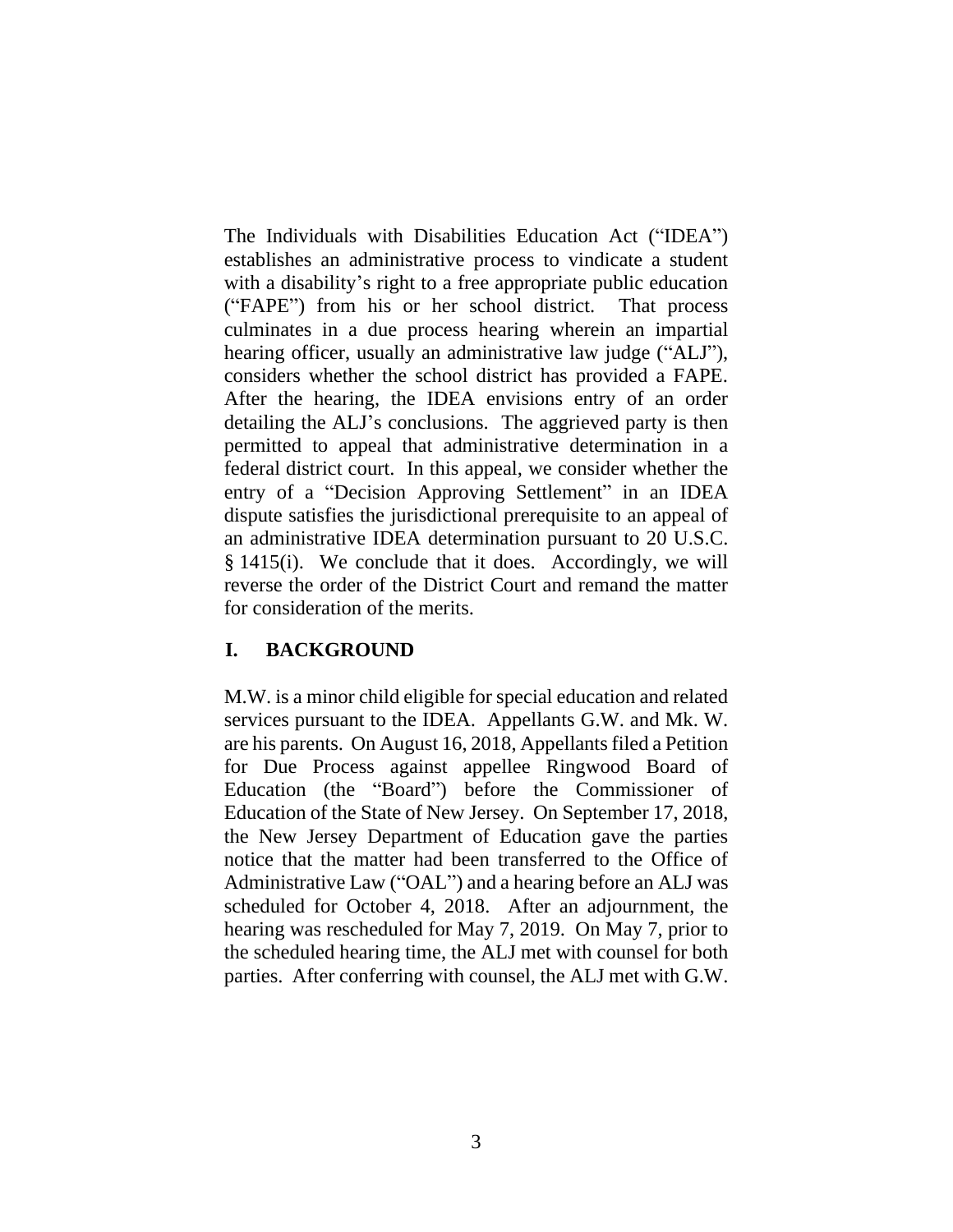The Individuals with Disabilities Education Act ("IDEA") establishes an administrative process to vindicate a student with a disability's right to a free appropriate public education ("FAPE") from his or her school district. That process culminates in a due process hearing wherein an impartial hearing officer, usually an administrative law judge ("ALJ"), considers whether the school district has provided a FAPE. After the hearing, the IDEA envisions entry of an order detailing the ALJ's conclusions. The aggrieved party is then permitted to appeal that administrative determination in a federal district court. In this appeal, we consider whether the entry of a "Decision Approving Settlement" in an IDEA dispute satisfies the jurisdictional prerequisite to an appeal of an administrative IDEA determination pursuant to 20 U.S.C. § 1415(i). We conclude that it does. Accordingly, we will reverse the order of the District Court and remand the matter for consideration of the merits.

## I. BACKGROUND

M.W. is a minor child eligible for special education and related services pursuant to the IDEA. Appellants G.W. and Mk. W. are his parents. On August 16, 2018, Appellants filed a Petition for Due Process against appellee Ringwood Board of Education (the "Board") before the Commissioner of Education of the State of New Jersey. On September 17, 2018, the New Jersey Department of Education gave the parties notice that the matter had been transferred to the Office of Administrative Law ("OAL") and a hearing before an ALJ was scheduled for October 4, 2018. After an adjournment, the hearing was rescheduled for May 7, 2019. On May 7, prior to the scheduled hearing time, the ALJ met with counsel for both parties. After conferring with counsel, the ALJ met with G.W.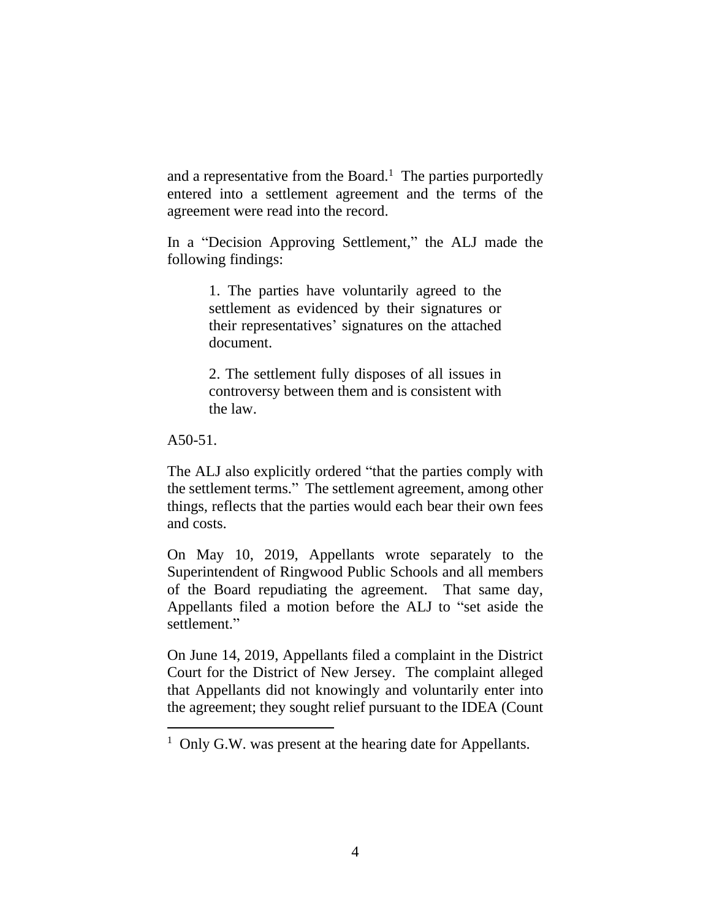and a representative from the Board.[1] The parties purportedly entered into a settlement agreement and the terms of the agreement were read into the record.

In a "Decision Approving Settlement," the ALJ made the following findings:

> 1. The parties have voluntarily agreed to the settlement as evidenced by their signatures or their representatives' signatures on the attached document.
>
> 2. The settlement fully disposes of all issues in controversy between them and is consistent with the law.

A50-51.

The ALJ also explicitly ordered "that the parties comply with the settlement terms." The settlement agreement, among other things, reflects that the parties would each bear their own fees and costs.

On May 10, 2019, Appellants wrote separately to the Superintendent of Ringwood Public Schools and all members of the Board repudiating the agreement. That same day, Appellants filed a motion before the ALJ to "set aside the settlement."

On June 14, 2019, Appellants filed a complaint in the District Court for the District of New Jersey. The complaint alleged that Appellants did not knowingly and voluntarily enter into the agreement; they sought relief pursuant to the IDEA (Count

---

[1] Only G.W. was present at the hearing date for Appellants.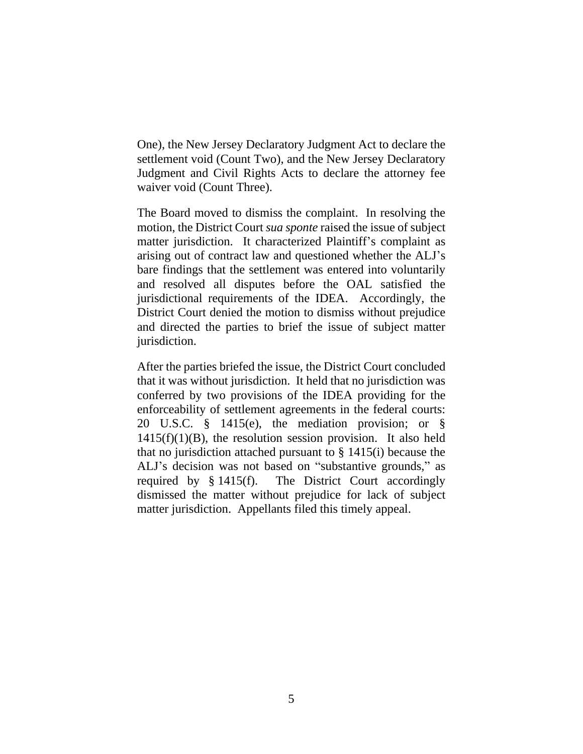One), the New Jersey Declaratory Judgment Act to declare the settlement void (Count Two), and the New Jersey Declaratory Judgment and Civil Rights Acts to declare the attorney fee waiver void (Count Three).

The Board moved to dismiss the complaint. In resolving the motion, the District Court *sua sponte* raised the issue of subject matter jurisdiction. It characterized Plaintiff's complaint as arising out of contract law and questioned whether the ALJ's bare findings that the settlement was entered into voluntarily and resolved all disputes before the OAL satisfied the jurisdictional requirements of the IDEA. Accordingly, the District Court denied the motion to dismiss without prejudice and directed the parties to brief the issue of subject matter jurisdiction.

After the parties briefed the issue, the District Court concluded that it was without jurisdiction. It held that no jurisdiction was conferred by two provisions of the IDEA providing for the enforceability of settlement agreements in the federal courts: 20 U.S.C. § 1415(e), the mediation provision; or § 1415(f)(1)(B), the resolution session provision. It also held that no jurisdiction attached pursuant to § 1415(i) because the ALJ's decision was not based on "substantive grounds," as required by § 1415(f). The District Court accordingly dismissed the matter without prejudice for lack of subject matter jurisdiction. Appellants filed this timely appeal.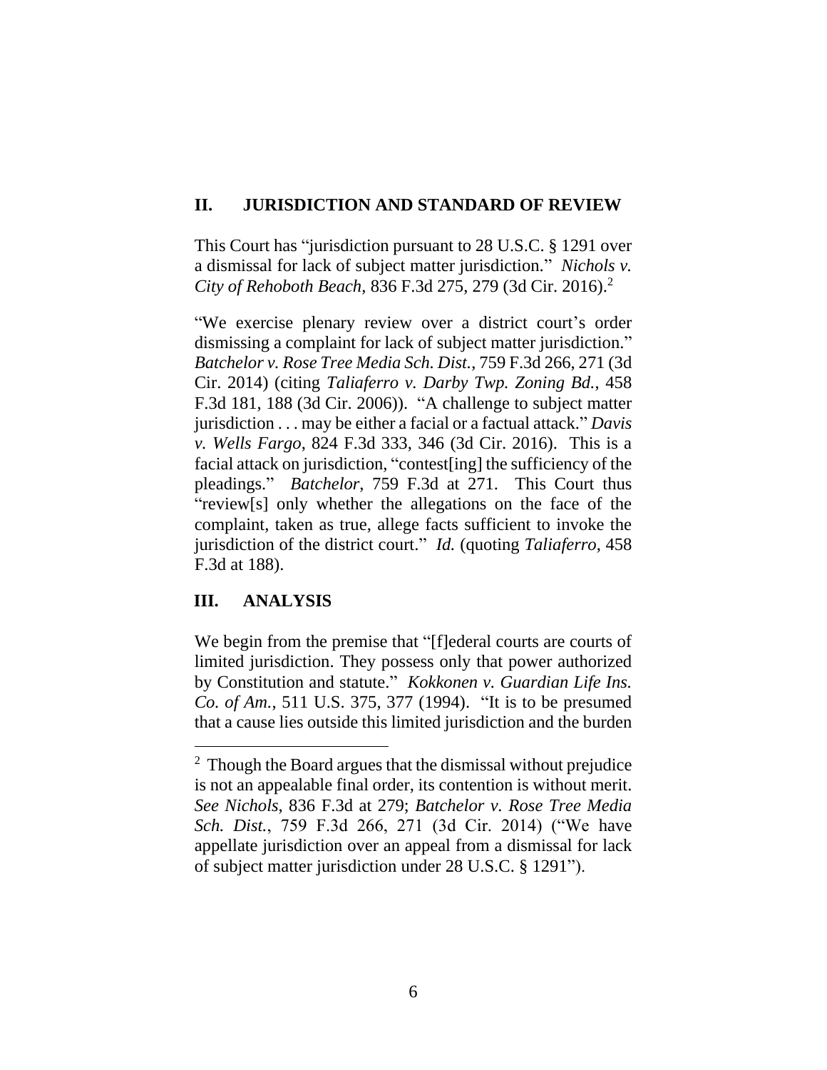## II. JURISDICTION AND STANDARD OF REVIEW

This Court has "jurisdiction pursuant to 28 U.S.C. § 1291 over a dismissal for lack of subject matter jurisdiction." *Nichols v. City of Rehoboth Beach*, 836 F.3d 275, 279 (3d Cir. 2016).[2]

"We exercise plenary review over a district court's order dismissing a complaint for lack of subject matter jurisdiction." *Batchelor v. Rose Tree Media Sch. Dist.*, 759 F.3d 266, 271 (3d Cir. 2014) (citing *Taliaferro v. Darby Twp. Zoning Bd.*, 458 F.3d 181, 188 (3d Cir. 2006)). "A challenge to subject matter jurisdiction . . . may be either a facial or a factual attack." *Davis v. Wells Fargo*, 824 F.3d 333, 346 (3d Cir. 2016). This is a facial attack on jurisdiction, "contest[ing] the sufficiency of the pleadings." *Batchelor*, 759 F.3d at 271. This Court thus "review[s] only whether the allegations on the face of the complaint, taken as true, allege facts sufficient to invoke the jurisdiction of the district court." *Id.* (quoting *Taliaferro*, 458 F.3d at 188).

## III. ANALYSIS

We begin from the premise that "[f]ederal courts are courts of limited jurisdiction. They possess only that power authorized by Constitution and statute." *Kokkonen v. Guardian Life Ins. Co. of Am.*, 511 U.S. 375, 377 (1994). "It is to be presumed that a cause lies outside this limited jurisdiction and the burden

---

[2] Though the Board argues that the dismissal without prejudice is not an appealable final order, its contention is without merit. *See Nichols*, 836 F.3d at 279; *Batchelor v. Rose Tree Media Sch. Dist.*, 759 F.3d 266, 271 (3d Cir. 2014) ("We have appellate jurisdiction over an appeal from a dismissal for lack of subject matter jurisdiction under 28 U.S.C. § 1291").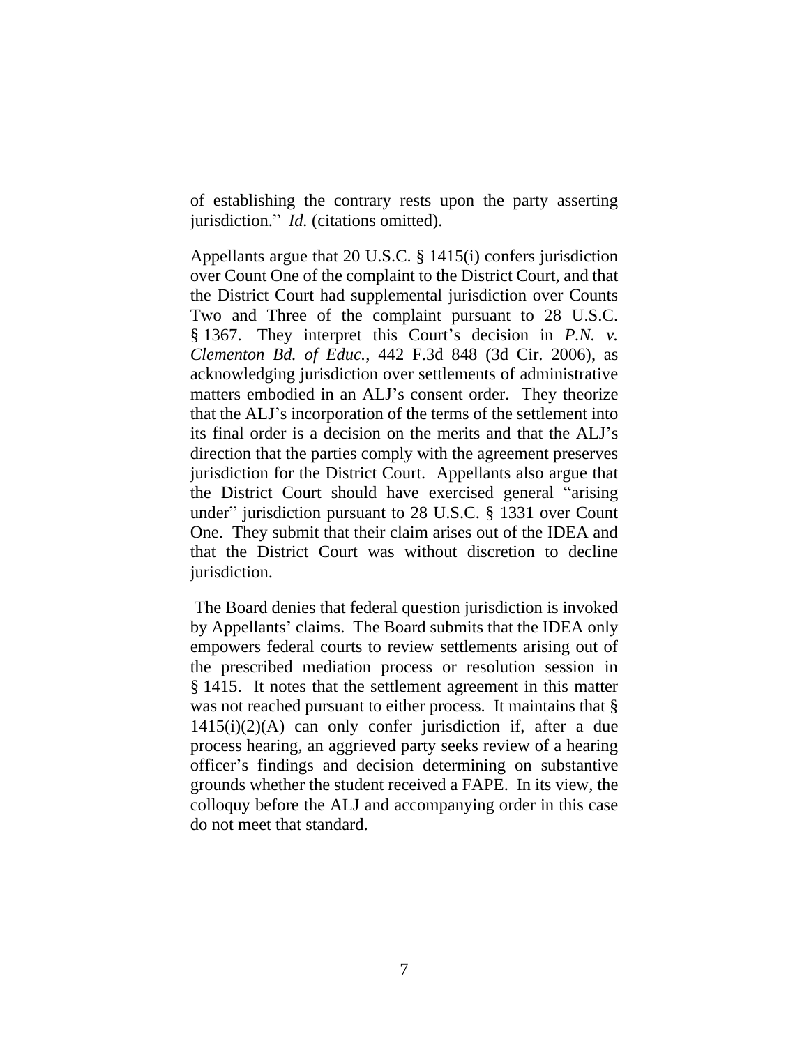of establishing the contrary rests upon the party asserting jurisdiction." *Id.* (citations omitted).

Appellants argue that 20 U.S.C. § 1415(i) confers jurisdiction over Count One of the complaint to the District Court, and that the District Court had supplemental jurisdiction over Counts Two and Three of the complaint pursuant to 28 U.S.C. § 1367. They interpret this Court's decision in *P.N. v. Clementon Bd. of Educ.*, 442 F.3d 848 (3d Cir. 2006), as acknowledging jurisdiction over settlements of administrative matters embodied in an ALJ's consent order. They theorize that the ALJ's incorporation of the terms of the settlement into its final order is a decision on the merits and that the ALJ's direction that the parties comply with the agreement preserves jurisdiction for the District Court. Appellants also argue that the District Court should have exercised general "arising under" jurisdiction pursuant to 28 U.S.C. § 1331 over Count One. They submit that their claim arises out of the IDEA and that the District Court was without discretion to decline jurisdiction.

The Board denies that federal question jurisdiction is invoked by Appellants' claims. The Board submits that the IDEA only empowers federal courts to review settlements arising out of the prescribed mediation process or resolution session in § 1415. It notes that the settlement agreement in this matter was not reached pursuant to either process. It maintains that § 1415(i)(2)(A) can only confer jurisdiction if, after a due process hearing, an aggrieved party seeks review of a hearing officer's findings and decision determining on substantive grounds whether the student received a FAPE. In its view, the colloquy before the ALJ and accompanying order in this case do not meet that standard.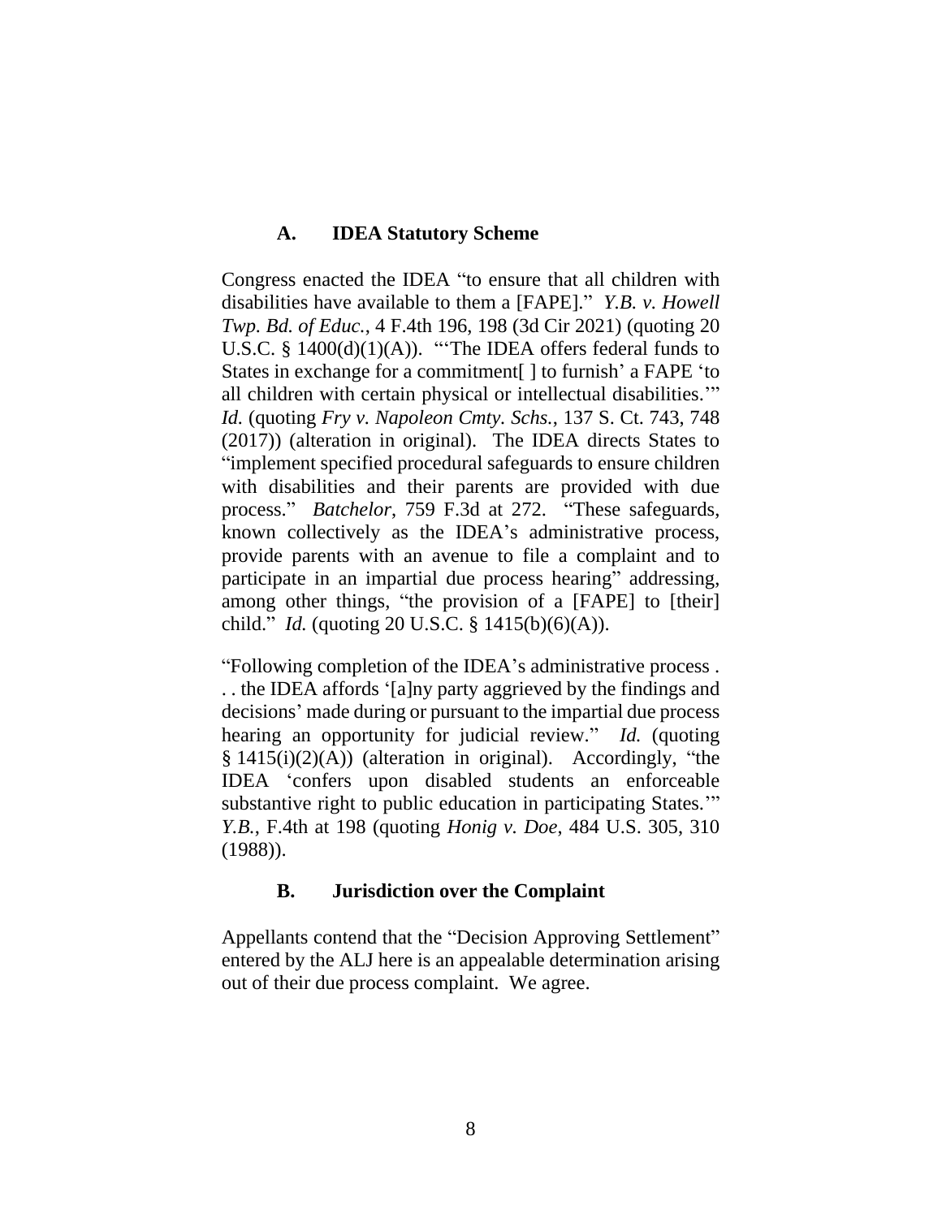### A. IDEA Statutory Scheme

Congress enacted the IDEA "to ensure that all children with disabilities have available to them a [FAPE]." *Y.B. v. Howell Twp. Bd. of Educ.*, 4 F.4th 196, 198 (3d Cir 2021) (quoting 20 U.S.C. § 1400(d)(1)(A)). "'The IDEA offers federal funds to States in exchange for a commitment[ ] to furnish' a FAPE 'to all children with certain physical or intellectual disabilities.'" *Id.* (quoting *Fry v. Napoleon Cmty. Schs.*, 137 S. Ct. 743, 748 (2017)) (alteration in original). The IDEA directs States to "implement specified procedural safeguards to ensure children with disabilities and their parents are provided with due process." *Batchelor*, 759 F.3d at 272. "These safeguards, known collectively as the IDEA's administrative process, provide parents with an avenue to file a complaint and to participate in an impartial due process hearing" addressing, among other things, "the provision of a [FAPE] to [their] child." *Id.* (quoting 20 U.S.C. § 1415(b)(6)(A)).

"Following completion of the IDEA's administrative process . . . the IDEA affords '[a]ny party aggrieved by the findings and decisions' made during or pursuant to the impartial due process hearing an opportunity for judicial review." *Id.* (quoting § 1415(i)(2)(A)) (alteration in original). Accordingly, "the IDEA 'confers upon disabled students an enforceable substantive right to public education in participating States.'" *Y.B.*, F.4th at 198 (quoting *Honig v. Doe*, 484 U.S. 305, 310 (1988)).

### B. Jurisdiction over the Complaint

Appellants contend that the "Decision Approving Settlement" entered by the ALJ here is an appealable determination arising out of their due process complaint. We agree.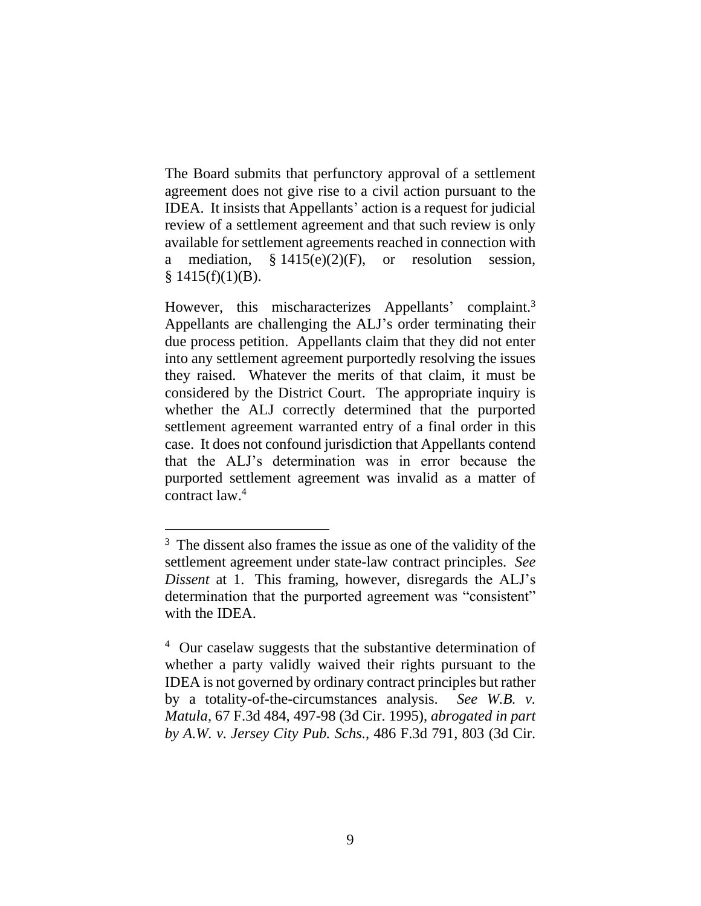The Board submits that perfunctory approval of a settlement agreement does not give rise to a civil action pursuant to the IDEA. It insists that Appellants' action is a request for judicial review of a settlement agreement and that such review is only available for settlement agreements reached in connection with a mediation, § 1415(e)(2)(F), or resolution session, § 1415(f)(1)(B).

However, this mischaracterizes Appellants' complaint.[3] Appellants are challenging the ALJ's order terminating their due process petition. Appellants claim that they did not enter into any settlement agreement purportedly resolving the issues they raised. Whatever the merits of that claim, it must be considered by the District Court. The appropriate inquiry is whether the ALJ correctly determined that the purported settlement agreement warranted entry of a final order in this case. It does not confound jurisdiction that Appellants contend that the ALJ's determination was in error because the purported settlement agreement was invalid as a matter of contract law.[4]

---

[3] The dissent also frames the issue as one of the validity of the settlement agreement under state-law contract principles. *See Dissent* at 1. This framing, however, disregards the ALJ's determination that the purported agreement was "consistent" with the IDEA.

[4] Our caselaw suggests that the substantive determination of whether a party validly waived their rights pursuant to the IDEA is not governed by ordinary contract principles but rather by a totality-of-the-circumstances analysis. *See W.B. v. Matula*, 67 F.3d 484, 497-98 (3d Cir. 1995), *abrogated in part by A.W. v. Jersey City Pub. Schs.*, 486 F.3d 791, 803 (3d Cir.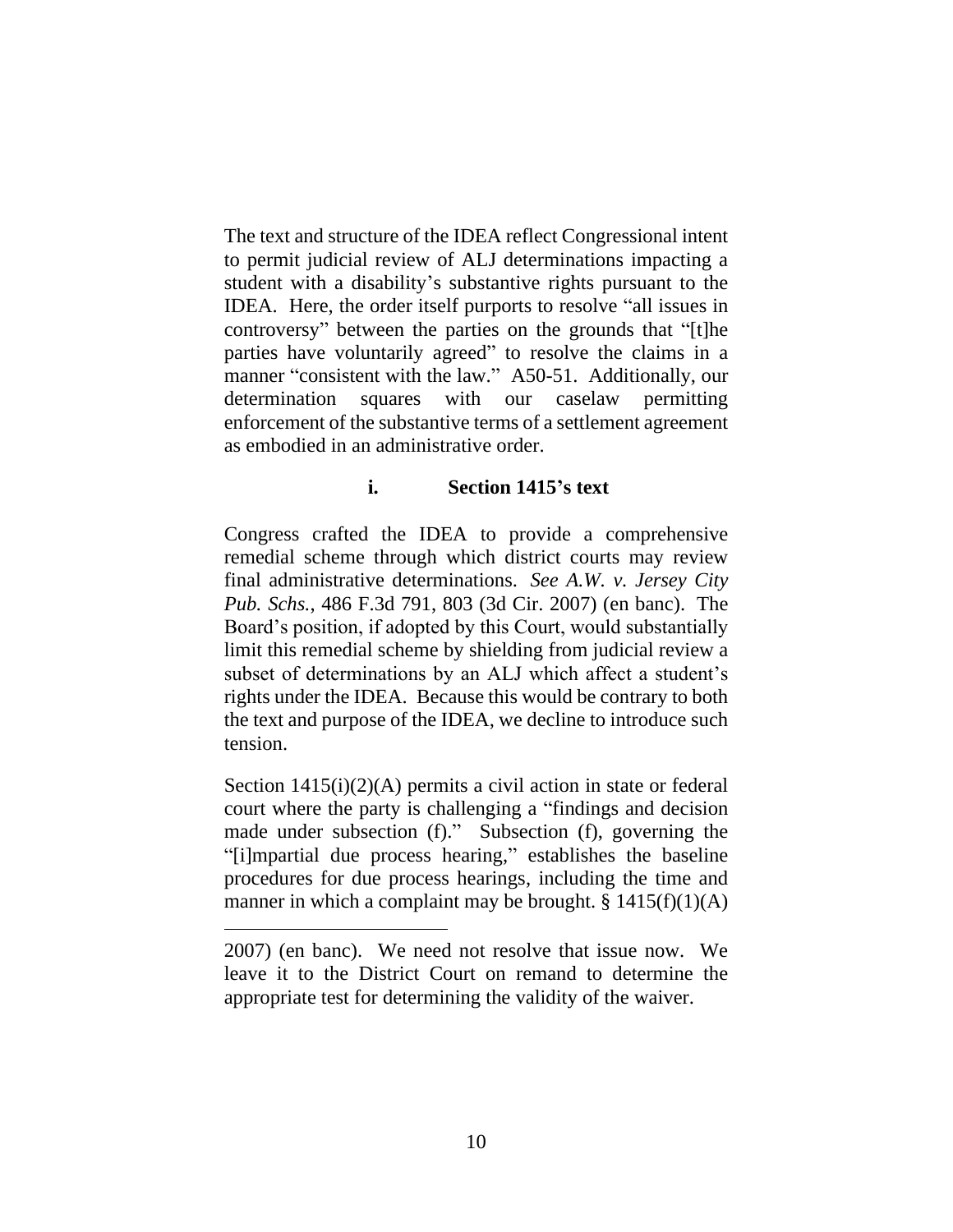The text and structure of the IDEA reflect Congressional intent to permit judicial review of ALJ determinations impacting a student with a disability's substantive rights pursuant to the IDEA. Here, the order itself purports to resolve "all issues in controversy" between the parties on the grounds that "[t]he parties have voluntarily agreed" to resolve the claims in a manner "consistent with the law." A50-51. Additionally, our determination squares with our caselaw permitting enforcement of the substantive terms of a settlement agreement as embodied in an administrative order.

#### i. Section 1415's text

Congress crafted the IDEA to provide a comprehensive remedial scheme through which district courts may review final administrative determinations. *See A.W. v. Jersey City Pub. Schs.*, 486 F.3d 791, 803 (3d Cir. 2007) (en banc). The Board's position, if adopted by this Court, would substantially limit this remedial scheme by shielding from judicial review a subset of determinations by an ALJ which affect a student's rights under the IDEA. Because this would be contrary to both the text and purpose of the IDEA, we decline to introduce such tension.

Section 1415(i)(2)(A) permits a civil action in state or federal court where the party is challenging a "findings and decision made under subsection (f)." Subsection (f), governing the "[i]mpartial due process hearing," establishes the baseline procedures for due process hearings, including the time and manner in which a complaint may be brought. § 1415(f)(1)(A)

---

2007) (en banc). We need not resolve that issue now. We leave it to the District Court on remand to determine the appropriate test for determining the validity of the waiver.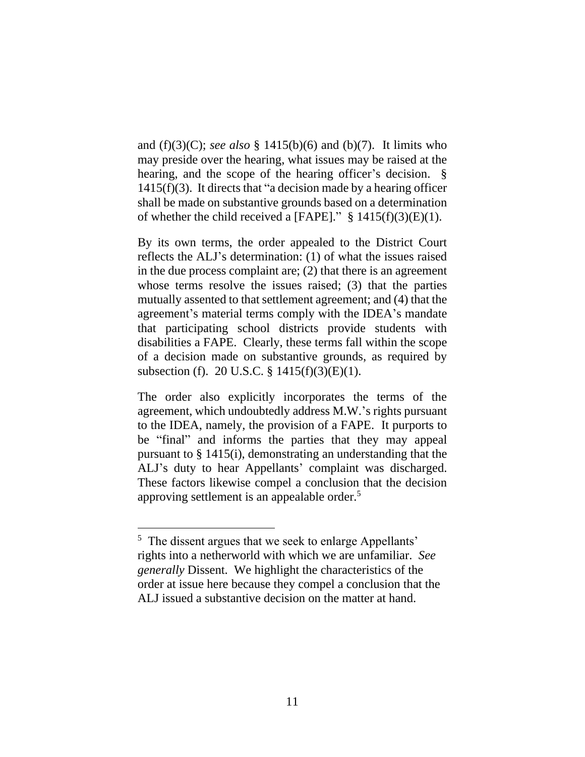and (f)(3)(C); *see also* § 1415(b)(6) and (b)(7). It limits who may preside over the hearing, what issues may be raised at the hearing, and the scope of the hearing officer's decision. § 1415(f)(3). It directs that "a decision made by a hearing officer shall be made on substantive grounds based on a determination of whether the child received a [FAPE]." § 1415(f)(3)(E)(1).

By its own terms, the order appealed to the District Court reflects the ALJ's determination: (1) of what the issues raised in the due process complaint are; (2) that there is an agreement whose terms resolve the issues raised; (3) that the parties mutually assented to that settlement agreement; and (4) that the agreement's material terms comply with the IDEA's mandate that participating school districts provide students with disabilities a FAPE. Clearly, these terms fall within the scope of a decision made on substantive grounds, as required by subsection (f). 20 U.S.C. § 1415(f)(3)(E)(1).

The order also explicitly incorporates the terms of the agreement, which undoubtedly address M.W.'s rights pursuant to the IDEA, namely, the provision of a FAPE. It purports to be "final" and informs the parties that they may appeal pursuant to § 1415(i), demonstrating an understanding that the ALJ's duty to hear Appellants' complaint was discharged. These factors likewise compel a conclusion that the decision approving settlement is an appealable order.[5]

[5] The dissent argues that we seek to enlarge Appellants' rights into a netherworld with which we are unfamiliar. *See generally* Dissent. We highlight the characteristics of the order at issue here because they compel a conclusion that the ALJ issued a substantive decision on the matter at hand.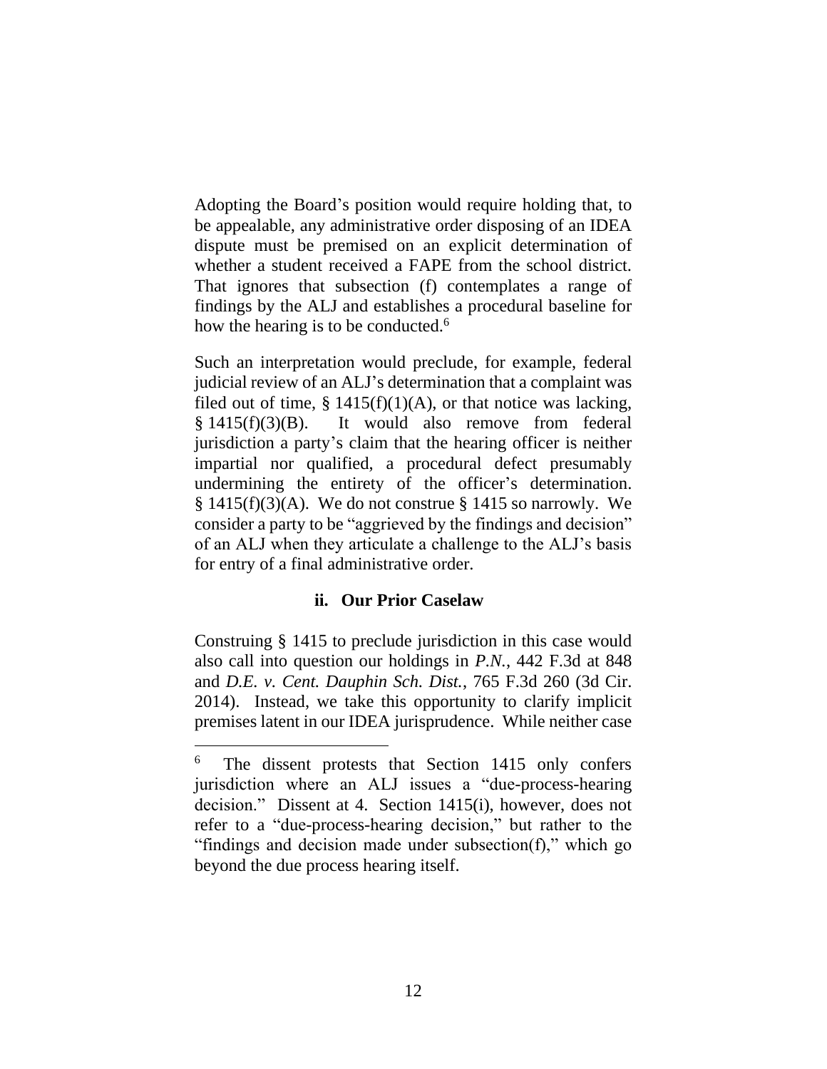Adopting the Board's position would require holding that, to be appealable, any administrative order disposing of an IDEA dispute must be premised on an explicit determination of whether a student received a FAPE from the school district. That ignores that subsection (f) contemplates a range of findings by the ALJ and establishes a procedural baseline for how the hearing is to be conducted.[6]

Such an interpretation would preclude, for example, federal judicial review of an ALJ's determination that a complaint was filed out of time, § 1415(f)(1)(A), or that notice was lacking, § 1415(f)(3)(B). It would also remove from federal jurisdiction a party's claim that the hearing officer is neither impartial nor qualified, a procedural defect presumably undermining the entirety of the officer's determination. § 1415(f)(3)(A). We do not construe § 1415 so narrowly. We consider a party to be "aggrieved by the findings and decision" of an ALJ when they articulate a challenge to the ALJ's basis for entry of a final administrative order.

### ii. Our Prior Caselaw

Construing § 1415 to preclude jurisdiction in this case would also call into question our holdings in *P.N.*, 442 F.3d at 848 and *D.E. v. Cent. Dauphin Sch. Dist.*, 765 F.3d 260 (3d Cir. 2014). Instead, we take this opportunity to clarify implicit premises latent in our IDEA jurisprudence. While neither case

[6] The dissent protests that Section 1415 only confers jurisdiction where an ALJ issues a "due-process-hearing decision." Dissent at 4. Section 1415(i), however, does not refer to a "due-process-hearing decision," but rather to the "findings and decision made under subsection(f)," which go beyond the due process hearing itself.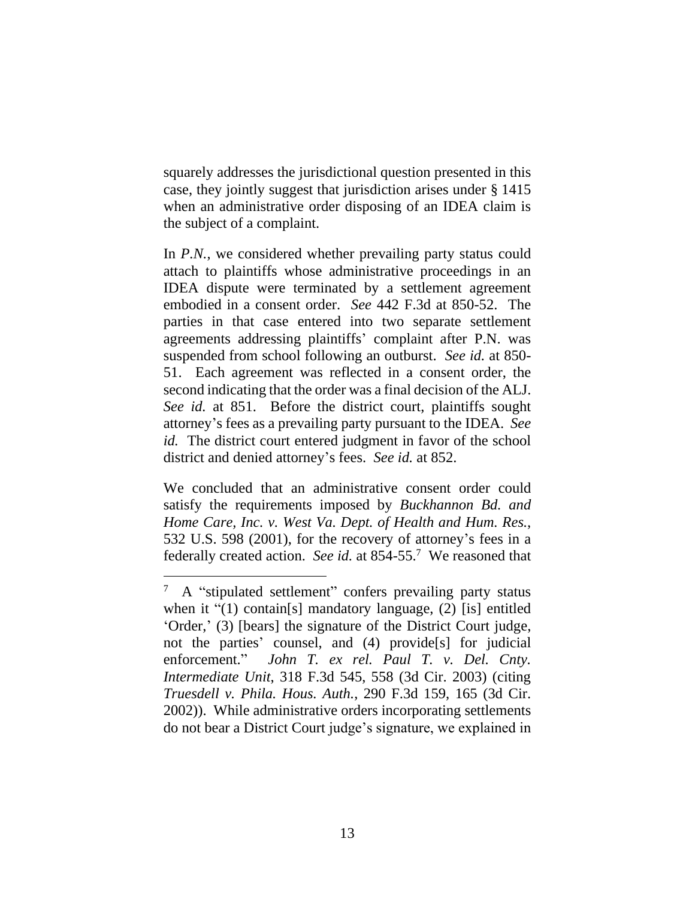squarely addresses the jurisdictional question presented in this case, they jointly suggest that jurisdiction arises under § 1415 when an administrative order disposing of an IDEA claim is the subject of a complaint.

In *P.N.*, we considered whether prevailing party status could attach to plaintiffs whose administrative proceedings in an IDEA dispute were terminated by a settlement agreement embodied in a consent order. *See* 442 F.3d at 850-52. The parties in that case entered into two separate settlement agreements addressing plaintiffs' complaint after P.N. was suspended from school following an outburst. *See id.* at 850-51. Each agreement was reflected in a consent order, the second indicating that the order was a final decision of the ALJ. *See id.* at 851. Before the district court, plaintiffs sought attorney's fees as a prevailing party pursuant to the IDEA. *See id.* The district court entered judgment in favor of the school district and denied attorney's fees. *See id.* at 852.

We concluded that an administrative consent order could satisfy the requirements imposed by *Buckhannon Bd. and Home Care, Inc. v. West Va. Dept. of Health and Hum. Res.*, 532 U.S. 598 (2001), for the recovery of attorney's fees in a federally created action. *See id.* at 854-55.[7] We reasoned that

[7] A "stipulated settlement" confers prevailing party status when it "(1) contain[s] mandatory language, (2) [is] entitled 'Order,' (3) [bears] the signature of the District Court judge, not the parties' counsel, and (4) provide[s] for judicial enforcement." *John T. ex rel. Paul T. v. Del. Cnty. Intermediate Unit*, 318 F.3d 545, 558 (3d Cir. 2003) (citing *Truesdell v. Phila. Hous. Auth.*, 290 F.3d 159, 165 (3d Cir. 2002)). While administrative orders incorporating settlements do not bear a District Court judge's signature, we explained in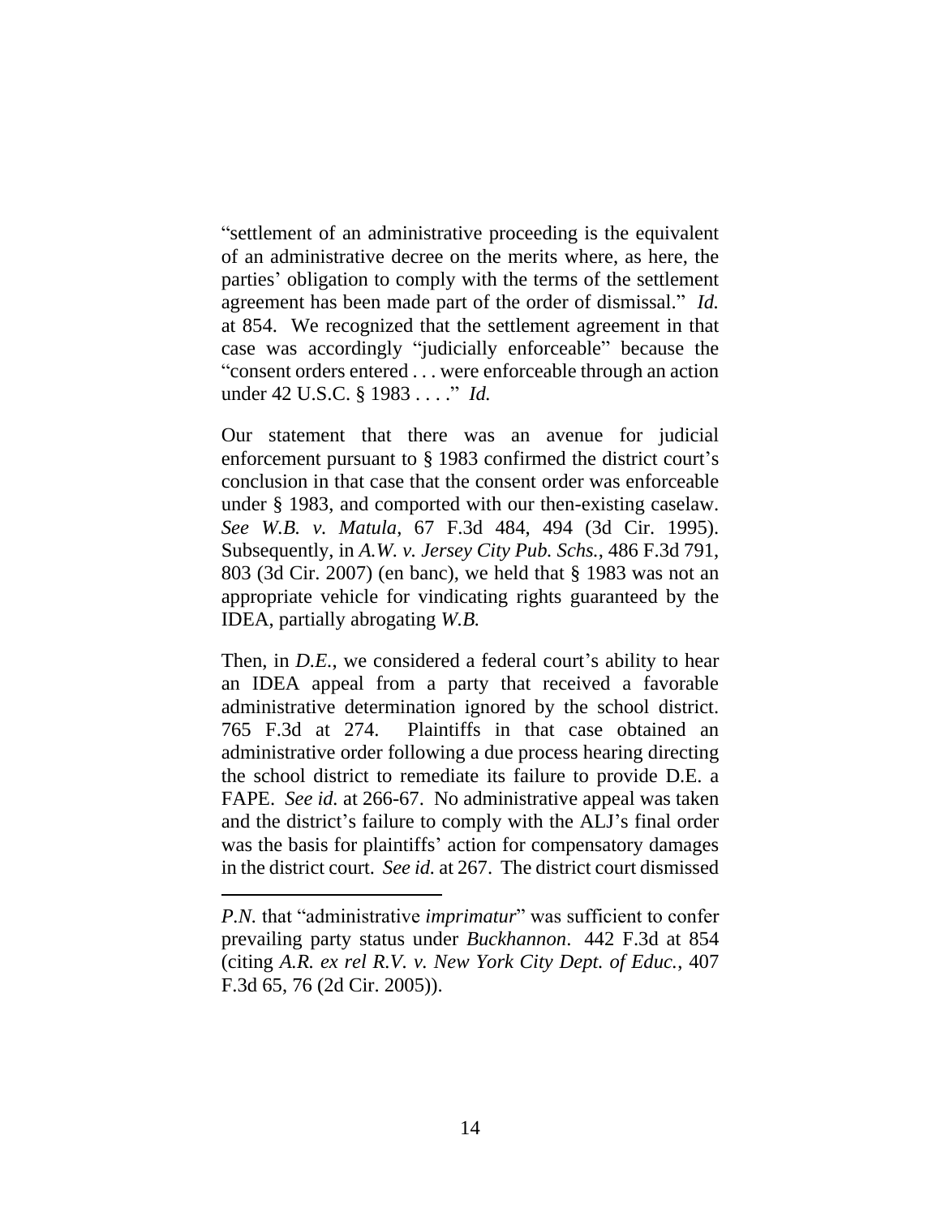"settlement of an administrative proceeding is the equivalent of an administrative decree on the merits where, as here, the parties' obligation to comply with the terms of the settlement agreement has been made part of the order of dismissal." *Id.* at 854. We recognized that the settlement agreement in that case was accordingly "judicially enforceable" because the "consent orders entered . . . were enforceable through an action under 42 U.S.C. § 1983 . . . ." *Id.*

Our statement that there was an avenue for judicial enforcement pursuant to § 1983 confirmed the district court's conclusion in that case that the consent order was enforceable under § 1983, and comported with our then-existing caselaw. *See W.B. v. Matula*, 67 F.3d 484, 494 (3d Cir. 1995). Subsequently, in *A.W. v. Jersey City Pub. Schs.*, 486 F.3d 791, 803 (3d Cir. 2007) (en banc), we held that § 1983 was not an appropriate vehicle for vindicating rights guaranteed by the IDEA, partially abrogating *W.B.*

Then, in *D.E.*, we considered a federal court's ability to hear an IDEA appeal from a party that received a favorable administrative determination ignored by the school district. 765 F.3d at 274. Plaintiffs in that case obtained an administrative order following a due process hearing directing the school district to remediate its failure to provide D.E. a FAPE. *See id.* at 266-67. No administrative appeal was taken and the district's failure to comply with the ALJ's final order was the basis for plaintiffs' action for compensatory damages in the district court. *See id.* at 267. The district court dismissed

---

*P.N.* that "administrative *imprimatur*" was sufficient to confer prevailing party status under *Buckhannon*. 442 F.3d at 854 (citing *A.R. ex rel R.V. v. New York City Dept. of Educ.*, 407 F.3d 65, 76 (2d Cir. 2005)).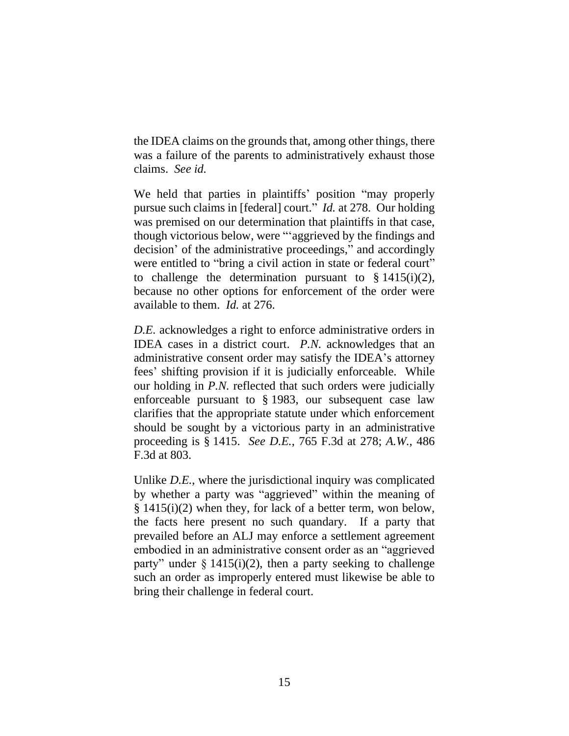the IDEA claims on the grounds that, among other things, there was a failure of the parents to administratively exhaust those claims. *See id.*

We held that parties in plaintiffs' position "may properly pursue such claims in [federal] court." *Id.* at 278. Our holding was premised on our determination that plaintiffs in that case, though victorious below, were "'aggrieved by the findings and decision' of the administrative proceedings," and accordingly were entitled to "bring a civil action in state or federal court" to challenge the determination pursuant to § 1415(i)(2), because no other options for enforcement of the order were available to them. *Id.* at 276.

*D.E.* acknowledges a right to enforce administrative orders in IDEA cases in a district court. *P.N.* acknowledges that an administrative consent order may satisfy the IDEA's attorney fees' shifting provision if it is judicially enforceable. While our holding in *P.N.* reflected that such orders were judicially enforceable pursuant to § 1983, our subsequent case law clarifies that the appropriate statute under which enforcement should be sought by a victorious party in an administrative proceeding is § 1415. *See D.E.*, 765 F.3d at 278; *A.W.*, 486 F.3d at 803.

Unlike *D.E.*, where the jurisdictional inquiry was complicated by whether a party was "aggrieved" within the meaning of § 1415(i)(2) when they, for lack of a better term, won below, the facts here present no such quandary. If a party that prevailed before an ALJ may enforce a settlement agreement embodied in an administrative consent order as an "aggrieved party" under § 1415(i)(2), then a party seeking to challenge such an order as improperly entered must likewise be able to bring their challenge in federal court.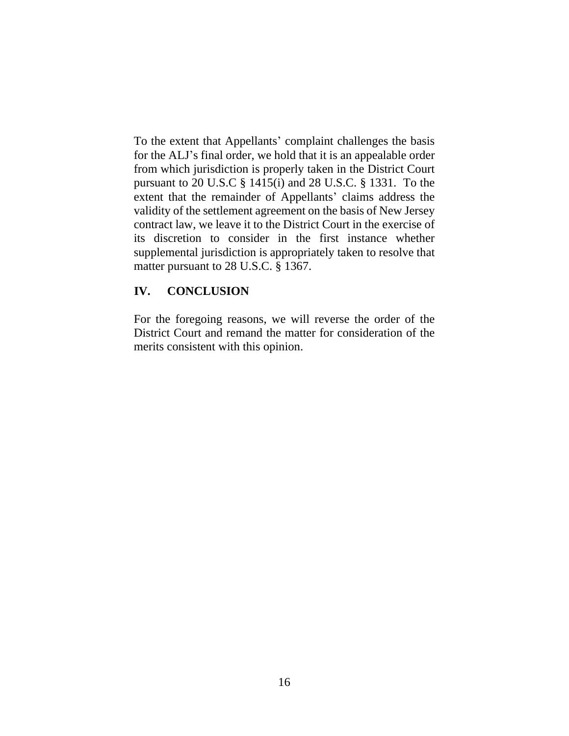To the extent that Appellants' complaint challenges the basis for the ALJ's final order, we hold that it is an appealable order from which jurisdiction is properly taken in the District Court pursuant to 20 U.S.C § 1415(i) and 28 U.S.C. § 1331. To the extent that the remainder of Appellants' claims address the validity of the settlement agreement on the basis of New Jersey contract law, we leave it to the District Court in the exercise of its discretion to consider in the first instance whether supplemental jurisdiction is appropriately taken to resolve that matter pursuant to 28 U.S.C. § 1367.

## IV. CONCLUSION

For the foregoing reasons, we will reverse the order of the District Court and remand the matter for consideration of the merits consistent with this opinion.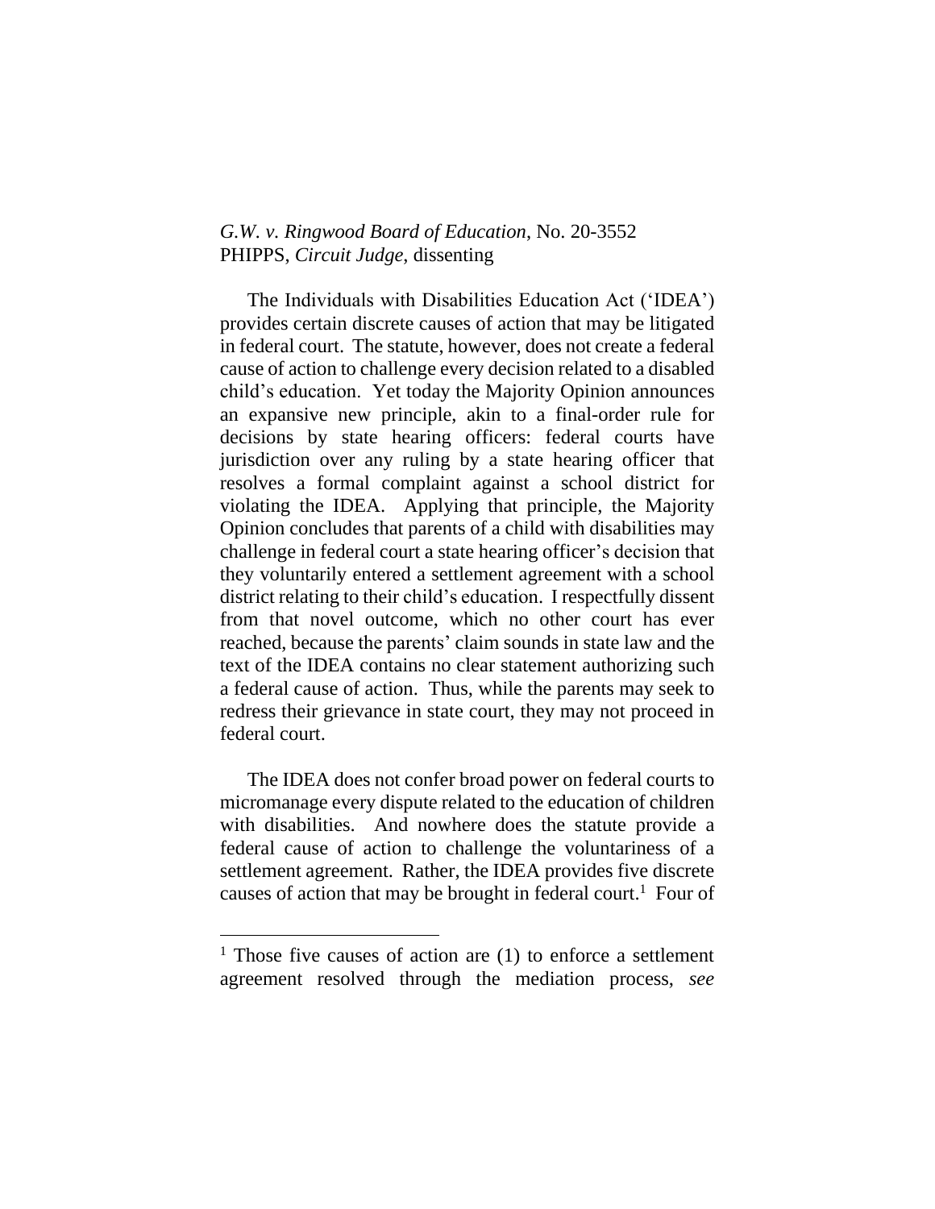*G.W. v. Ringwood Board of Education*, No. 20-3552
PHIPPS, *Circuit Judge*, dissenting

The Individuals with Disabilities Education Act ('IDEA') provides certain discrete causes of action that may be litigated in federal court. The statute, however, does not create a federal cause of action to challenge every decision related to a disabled child's education. Yet today the Majority Opinion announces an expansive new principle, akin to a final-order rule for decisions by state hearing officers: federal courts have jurisdiction over any ruling by a state hearing officer that resolves a formal complaint against a school district for violating the IDEA. Applying that principle, the Majority Opinion concludes that parents of a child with disabilities may challenge in federal court a state hearing officer's decision that they voluntarily entered a settlement agreement with a school district relating to their child's education. I respectfully dissent from that novel outcome, which no other court has ever reached, because the parents' claim sounds in state law and the text of the IDEA contains no clear statement authorizing such a federal cause of action. Thus, while the parents may seek to redress their grievance in state court, they may not proceed in federal court.

The IDEA does not confer broad power on federal courts to micromanage every dispute related to the education of children with disabilities. And nowhere does the statute provide a federal cause of action to challenge the voluntariness of a settlement agreement. Rather, the IDEA provides five discrete causes of action that may be brought in federal court.[1] Four of

[1] Those five causes of action are (1) to enforce a settlement agreement resolved through the mediation process, *see*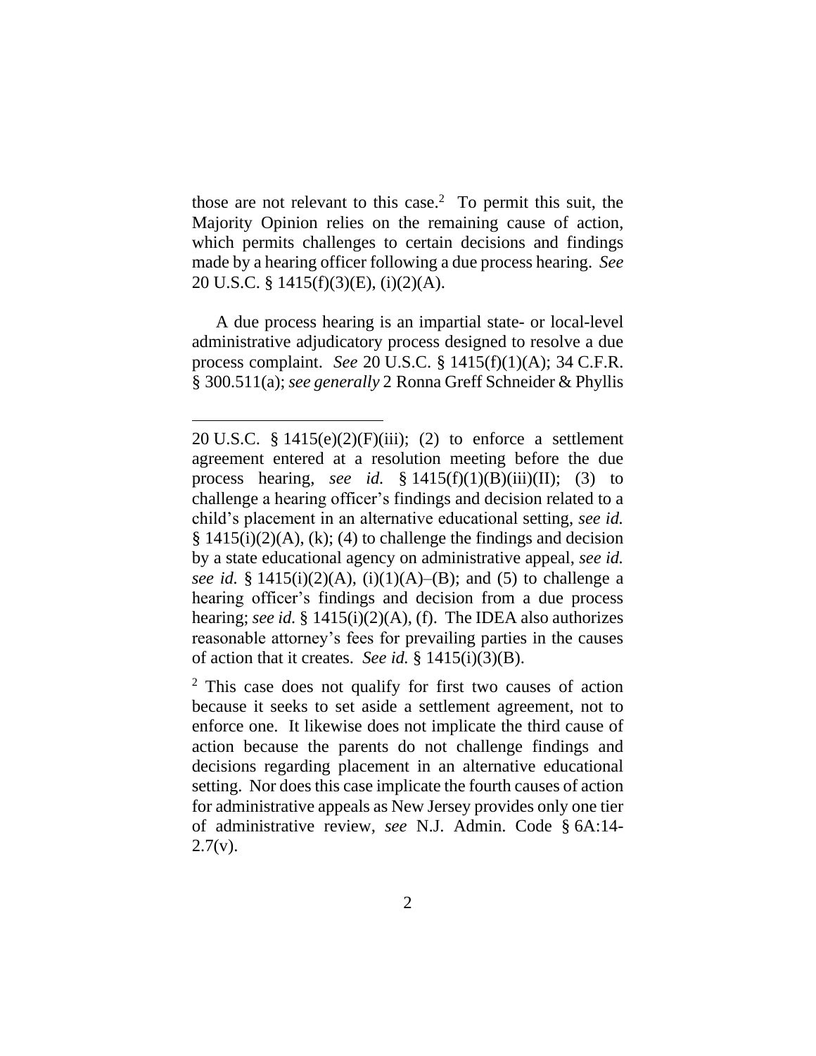those are not relevant to this case.[2] To permit this suit, the Majority Opinion relies on the remaining cause of action, which permits challenges to certain decisions and findings made by a hearing officer following a due process hearing. *See* 20 U.S.C. § 1415(f)(3)(E), (i)(2)(A).

A due process hearing is an impartial state- or local-level administrative adjudicatory process designed to resolve a due process complaint. *See* 20 U.S.C. § 1415(f)(1)(A); 34 C.F.R. § 300.511(a); *see generally* 2 Ronna Greff Schneider & Phyllis

---

20 U.S.C. § 1415(e)(2)(F)(iii); (2) to enforce a settlement agreement entered at a resolution meeting before the due process hearing, *see id.* § 1415(f)(1)(B)(iii)(II); (3) to challenge a hearing officer's findings and decision related to a child's placement in an alternative educational setting, *see id.* § 1415(i)(2)(A), (k); (4) to challenge the findings and decision by a state educational agency on administrative appeal, *see id. see id.* § 1415(i)(2)(A), (i)(1)(A)–(B); and (5) to challenge a hearing officer's findings and decision from a due process hearing; *see id.* § 1415(i)(2)(A), (f). The IDEA also authorizes reasonable attorney's fees for prevailing parties in the causes of action that it creates. *See id.* § 1415(i)(3)(B).

[2] This case does not qualify for first two causes of action because it seeks to set aside a settlement agreement, not to enforce one. It likewise does not implicate the third cause of action because the parents do not challenge findings and decisions regarding placement in an alternative educational setting. Nor does this case implicate the fourth causes of action for administrative appeals as New Jersey provides only one tier of administrative review, *see* N.J. Admin. Code § 6A:14-2.7(v).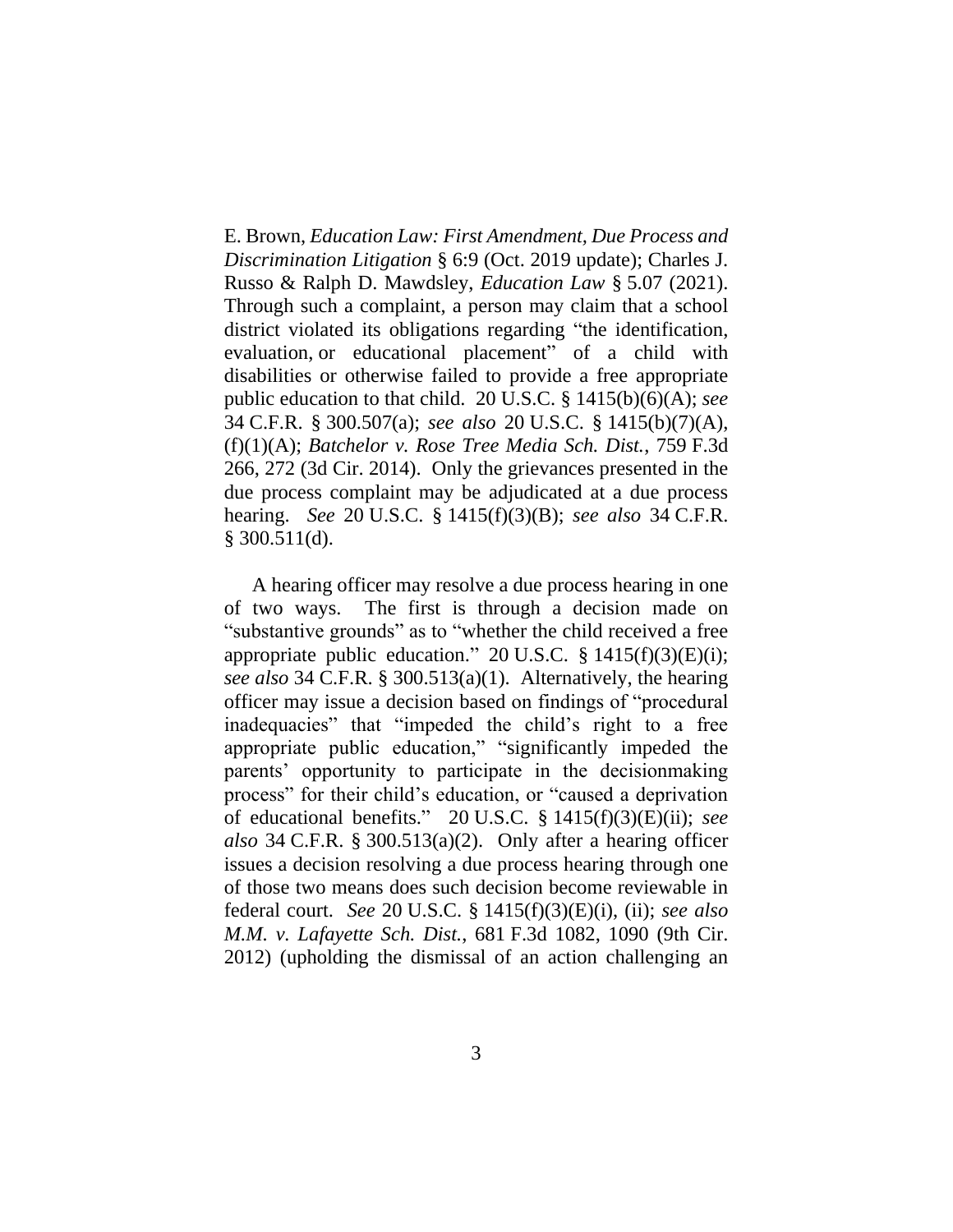E. Brown, *Education Law: First Amendment, Due Process and Discrimination Litigation* § 6:9 (Oct. 2019 update); Charles J. Russo & Ralph D. Mawdsley, *Education Law* § 5.07 (2021). Through such a complaint, a person may claim that a school district violated its obligations regarding "the identification, evaluation, or educational placement" of a child with disabilities or otherwise failed to provide a free appropriate public education to that child. 20 U.S.C. § 1415(b)(6)(A); *see* 34 C.F.R. § 300.507(a); *see also* 20 U.S.C. § 1415(b)(7)(A), (f)(1)(A); *Batchelor v. Rose Tree Media Sch. Dist.*, 759 F.3d 266, 272 (3d Cir. 2014). Only the grievances presented in the due process complaint may be adjudicated at a due process hearing. *See* 20 U.S.C. § 1415(f)(3)(B); *see also* 34 C.F.R. § 300.511(d).

A hearing officer may resolve a due process hearing in one of two ways. The first is through a decision made on "substantive grounds" as to "whether the child received a free appropriate public education." 20 U.S.C. § 1415(f)(3)(E)(i); *see also* 34 C.F.R. § 300.513(a)(1). Alternatively, the hearing officer may issue a decision based on findings of "procedural inadequacies" that "impeded the child's right to a free appropriate public education," "significantly impeded the parents' opportunity to participate in the decisionmaking process" for their child's education, or "caused a deprivation of educational benefits." 20 U.S.C. § 1415(f)(3)(E)(ii); *see also* 34 C.F.R. § 300.513(a)(2). Only after a hearing officer issues a decision resolving a due process hearing through one of those two means does such decision become reviewable in federal court. *See* 20 U.S.C. § 1415(f)(3)(E)(i), (ii); *see also* *M.M. v. Lafayette Sch. Dist.*, 681 F.3d 1082, 1090 (9th Cir. 2012) (upholding the dismissal of an action challenging an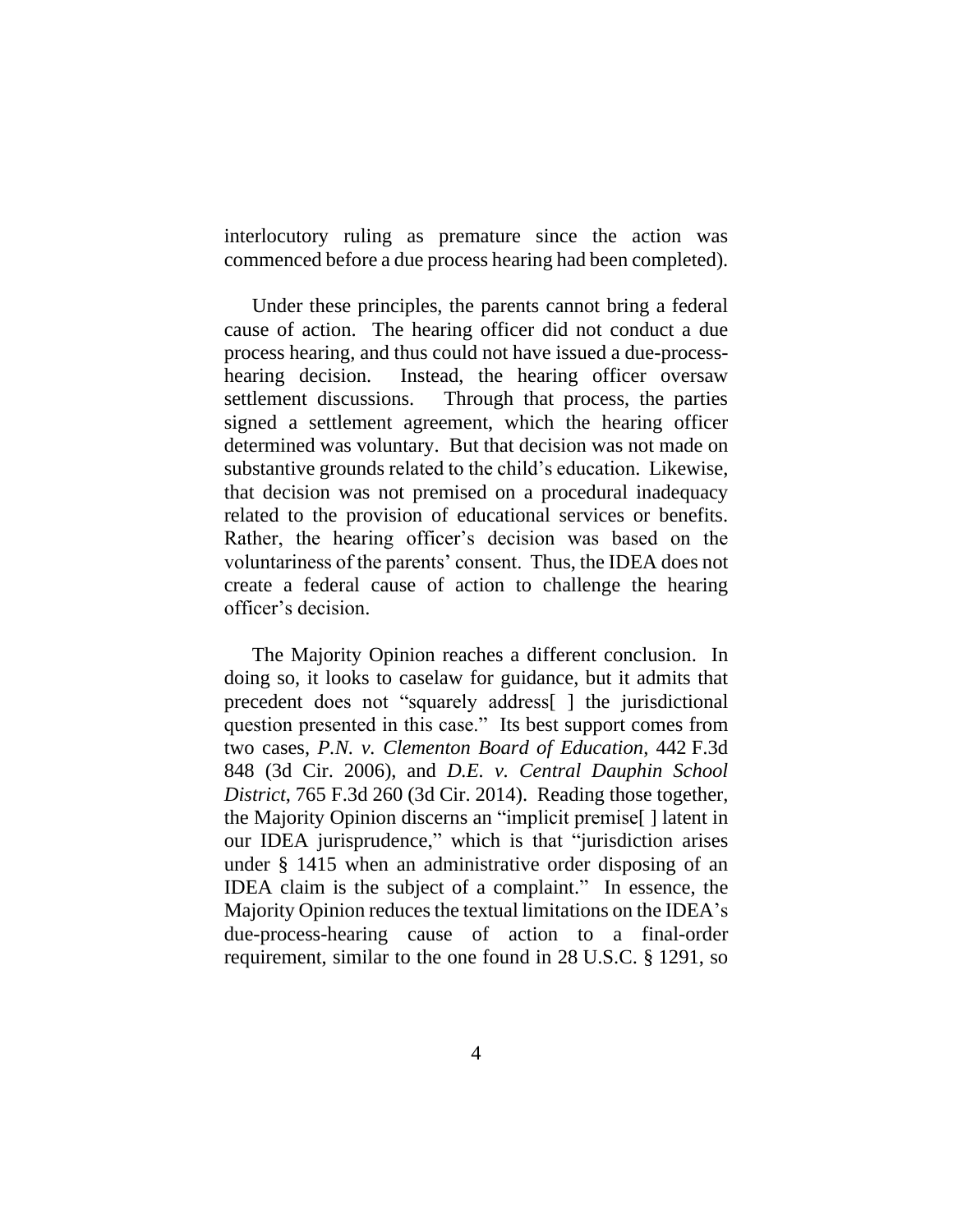interlocutory ruling as premature since the action was commenced before a due process hearing had been completed).

Under these principles, the parents cannot bring a federal cause of action. The hearing officer did not conduct a due process hearing, and thus could not have issued a due-process-hearing decision. Instead, the hearing officer oversaw settlement discussions. Through that process, the parties signed a settlement agreement, which the hearing officer determined was voluntary. But that decision was not made on substantive grounds related to the child's education. Likewise, that decision was not premised on a procedural inadequacy related to the provision of educational services or benefits. Rather, the hearing officer's decision was based on the voluntariness of the parents' consent. Thus, the IDEA does not create a federal cause of action to challenge the hearing officer's decision.

The Majority Opinion reaches a different conclusion. In doing so, it looks to caselaw for guidance, but it admits that precedent does not "squarely address[ ] the jurisdictional question presented in this case." Its best support comes from two cases, *P.N. v. Clementon Board of Education*, 442 F.3d 848 (3d Cir. 2006), and *D.E. v. Central Dauphin School District*, 765 F.3d 260 (3d Cir. 2014). Reading those together, the Majority Opinion discerns an "implicit premise[ ] latent in our IDEA jurisprudence," which is that "jurisdiction arises under § 1415 when an administrative order disposing of an IDEA claim is the subject of a complaint." In essence, the Majority Opinion reduces the textual limitations on the IDEA's due-process-hearing cause of action to a final-order requirement, similar to the one found in 28 U.S.C. § 1291, so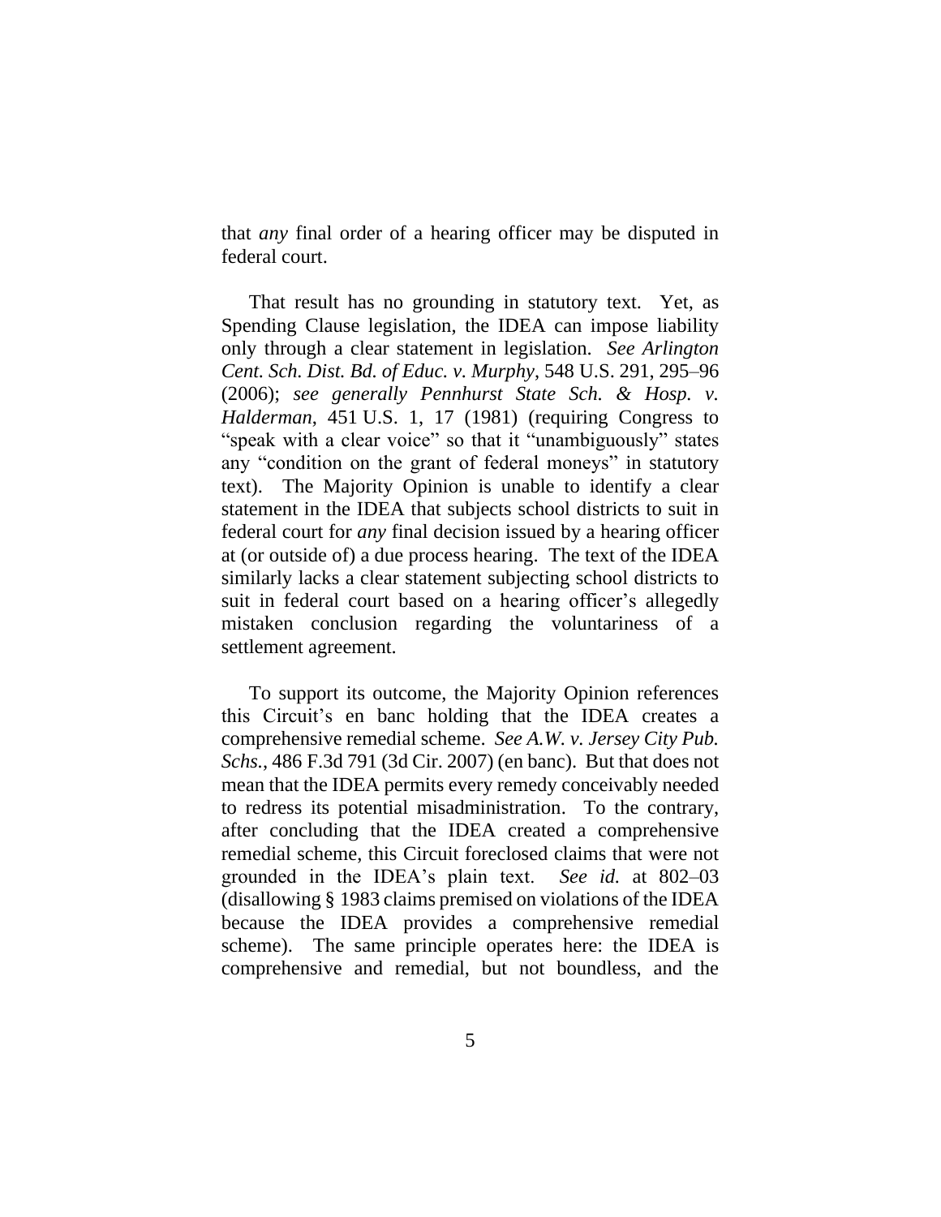that *any* final order of a hearing officer may be disputed in federal court.

That result has no grounding in statutory text. Yet, as Spending Clause legislation, the IDEA can impose liability only through a clear statement in legislation. *See Arlington Cent. Sch. Dist. Bd. of Educ. v. Murphy*, 548 U.S. 291, 295–96 (2006); *see generally Pennhurst State Sch. & Hosp. v. Halderman*, 451 U.S. 1, 17 (1981) (requiring Congress to "speak with a clear voice" so that it "unambiguously" states any "condition on the grant of federal moneys" in statutory text). The Majority Opinion is unable to identify a clear statement in the IDEA that subjects school districts to suit in federal court for *any* final decision issued by a hearing officer at (or outside of) a due process hearing. The text of the IDEA similarly lacks a clear statement subjecting school districts to suit in federal court based on a hearing officer's allegedly mistaken conclusion regarding the voluntariness of a settlement agreement.

To support its outcome, the Majority Opinion references this Circuit's en banc holding that the IDEA creates a comprehensive remedial scheme. *See A.W. v. Jersey City Pub. Schs.*, 486 F.3d 791 (3d Cir. 2007) (en banc). But that does not mean that the IDEA permits every remedy conceivably needed to redress its potential misadministration. To the contrary, after concluding that the IDEA created a comprehensive remedial scheme, this Circuit foreclosed claims that were not grounded in the IDEA's plain text. *See id.* at 802–03 (disallowing § 1983 claims premised on violations of the IDEA because the IDEA provides a comprehensive remedial scheme). The same principle operates here: the IDEA is comprehensive and remedial, but not boundless, and the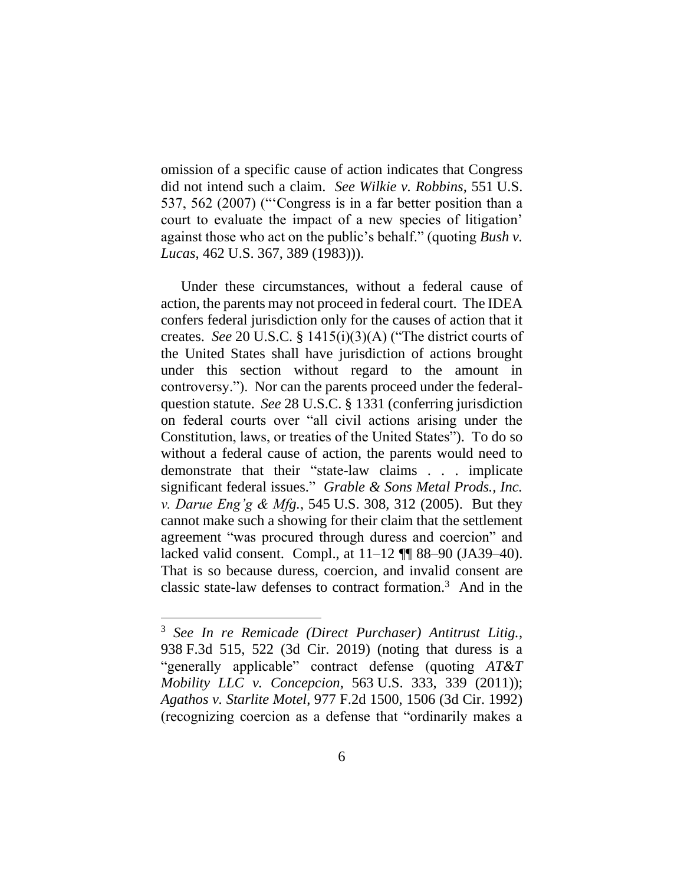omission of a specific cause of action indicates that Congress did not intend such a claim. *See Wilkie v. Robbins*, 551 U.S. 537, 562 (2007) ("'Congress is in a far better position than a court to evaluate the impact of a new species of litigation' against those who act on the public's behalf." (quoting *Bush v. Lucas*, 462 U.S. 367, 389 (1983))).

Under these circumstances, without a federal cause of action, the parents may not proceed in federal court. The IDEA confers federal jurisdiction only for the causes of action that it creates. *See* 20 U.S.C. § 1415(i)(3)(A) ("The district courts of the United States shall have jurisdiction of actions brought under this section without regard to the amount in controversy."). Nor can the parents proceed under the federal-question statute. *See* 28 U.S.C. § 1331 (conferring jurisdiction on federal courts over "all civil actions arising under the Constitution, laws, or treaties of the United States"). To do so without a federal cause of action, the parents would need to demonstrate that their "state-law claims . . . implicate significant federal issues." *Grable & Sons Metal Prods., Inc. v. Darue Eng'g & Mfg.*, 545 U.S. 308, 312 (2005). But they cannot make such a showing for their claim that the settlement agreement "was procured through duress and coercion" and lacked valid consent. Compl., at 11–12 ¶¶ 88–90 (JA39–40). That is so because duress, coercion, and invalid consent are classic state-law defenses to contract formation.[3] And in the

---

[3] *See In re Remicade (Direct Purchaser) Antitrust Litig.*, 938 F.3d 515, 522 (3d Cir. 2019) (noting that duress is a "generally applicable" contract defense (quoting *AT&T Mobility LLC v. Concepcion*, 563 U.S. 333, 339 (2011)); *Agathos v. Starlite Motel*, 977 F.2d 1500, 1506 (3d Cir. 1992) (recognizing coercion as a defense that "ordinarily makes a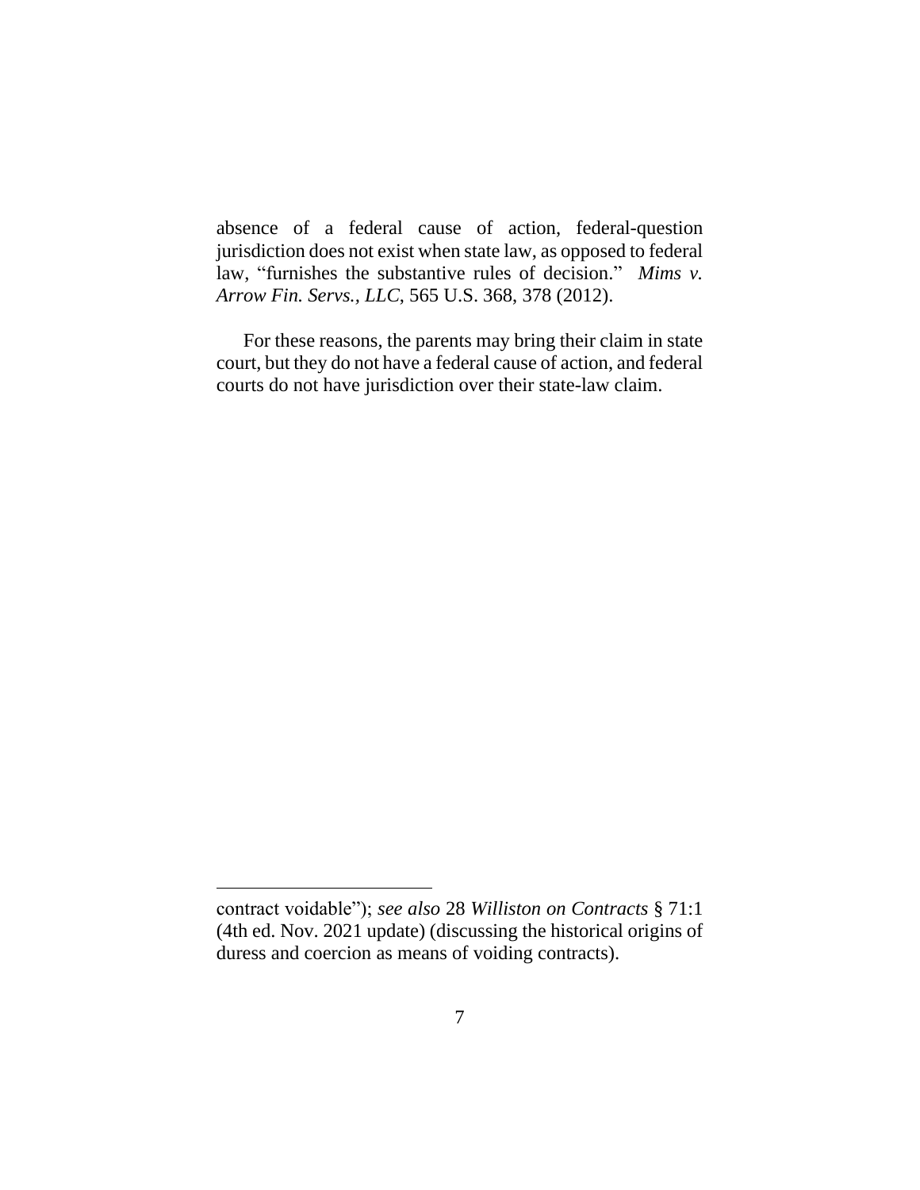absence of a federal cause of action, federal-question jurisdiction does not exist when state law, as opposed to federal law, "furnishes the substantive rules of decision." *Mims v. Arrow Fin. Servs., LLC*, 565 U.S. 368, 378 (2012).

For these reasons, the parents may bring their claim in state court, but they do not have a federal cause of action, and federal courts do not have jurisdiction over their state-law claim.

---

contract voidable"); *see also* 28 *Williston on Contracts* § 71:1 (4th ed. Nov. 2021 update) (discussing the historical origins of duress and coercion as means of voiding contracts).